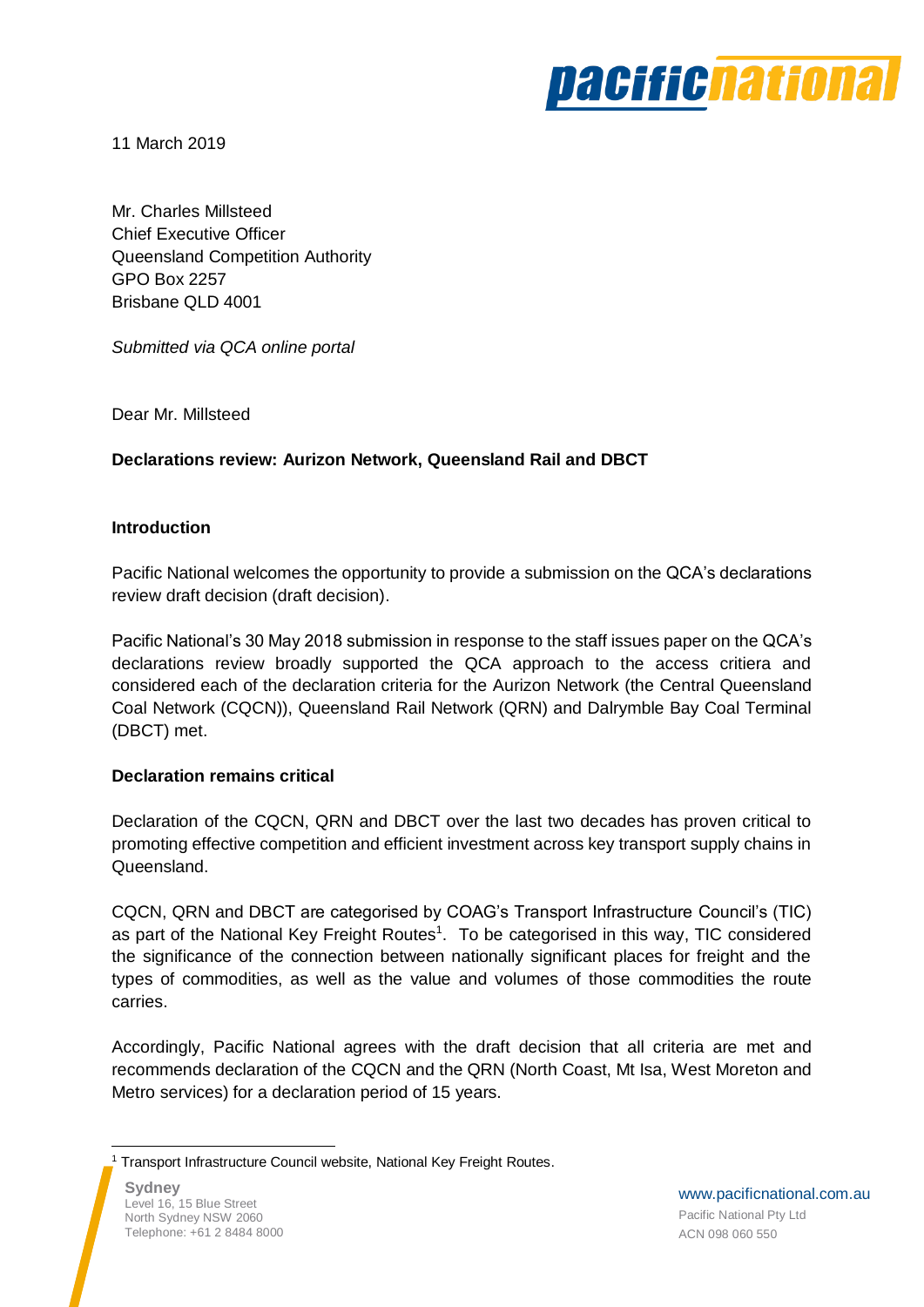11 March 2019

Mr. Charles Millsteed
Chief Executive Officer
Queensland Competition Authority
GPO Box 2257
Brisbane QLD 4001

*Submitted via QCA online portal*

Dear Mr. Millsteed

**Declarations review: Aurizon Network, Queensland Rail and DBCT**

**Introduction**

Pacific National welcomes the opportunity to provide a submission on the QCA's declarations review draft decision (draft decision).

Pacific National's 30 May 2018 submission in response to the staff issues paper on the QCA's declarations review broadly supported the QCA approach to the access critiera and considered each of the declaration criteria for the Aurizon Network (the Central Queensland Coal Network (CQCN)), Queensland Rail Network (QRN) and Dalrymble Bay Coal Terminal (DBCT) met.

**Declaration remains critical**

Declaration of the CQCN, QRN and DBCT over the last two decades has proven critical to promoting effective competition and efficient investment across key transport supply chains in Queensland.

CQCN, QRN and DBCT are categorised by COAG's Transport Infrastructure Council's (TIC) as part of the National Key Freight Routes[1]. To be categorised in this way, TIC considered the significance of the connection between nationally significant places for freight and the types of commodities, as well as the value and volumes of those commodities the route carries.

Accordingly, Pacific National agrees with the draft decision that all criteria are met and recommends declaration of the CQCN and the QRN (North Coast, Mt Isa, West Moreton and Metro services) for a declaration period of 15 years.

[1] Transport Infrastructure Council website, National Key Freight Routes.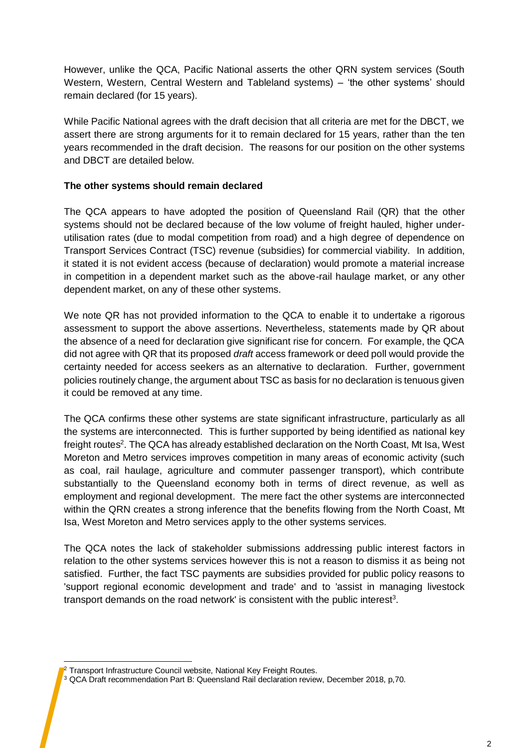However, unlike the QCA, Pacific National asserts the other QRN system services (South Western, Western, Central Western and Tableland systems) – 'the other systems' should remain declared (for 15 years).

While Pacific National agrees with the draft decision that all criteria are met for the DBCT, we assert there are strong arguments for it to remain declared for 15 years, rather than the ten years recommended in the draft decision. The reasons for our position on the other systems and DBCT are detailed below.

**The other systems should remain declared**

The QCA appears to have adopted the position of Queensland Rail (QR) that the other systems should not be declared because of the low volume of freight hauled, higher under-utilisation rates (due to modal competition from road) and a high degree of dependence on Transport Services Contract (TSC) revenue (subsidies) for commercial viability. In addition, it stated it is not evident access (because of declaration) would promote a material increase in competition in a dependent market such as the above-rail haulage market, or any other dependent market, on any of these other systems.

We note QR has not provided information to the QCA to enable it to undertake a rigorous assessment to support the above assertions. Nevertheless, statements made by QR about the absence of a need for declaration give significant rise for concern. For example, the QCA did not agree with QR that its proposed *draft* access framework or deed poll would provide the certainty needed for access seekers as an alternative to declaration. Further, government policies routinely change, the argument about TSC as basis for no declaration is tenuous given it could be removed at any time.

The QCA confirms these other systems are state significant infrastructure, particularly as all the systems are interconnected. This is further supported by being identified as national key freight routes[2]. The QCA has already established declaration on the North Coast, Mt Isa, West Moreton and Metro services improves competition in many areas of economic activity (such as coal, rail haulage, agriculture and commuter passenger transport), which contribute substantially to the Queensland economy both in terms of direct revenue, as well as employment and regional development. The mere fact the other systems are interconnected within the QRN creates a strong inference that the benefits flowing from the North Coast, Mt Isa, West Moreton and Metro services apply to the other systems services.

The QCA notes the lack of stakeholder submissions addressing public interest factors in relation to the other systems services however this is not a reason to dismiss it as being not satisfied. Further, the fact TSC payments are subsidies provided for public policy reasons to 'support regional economic development and trade' and to 'assist in managing livestock transport demands on the road network' is consistent with the public interest[3].

[2] Transport Infrastructure Council website, National Key Freight Routes.

[3] QCA Draft recommendation Part B: Queensland Rail declaration review, December 2018, p,70.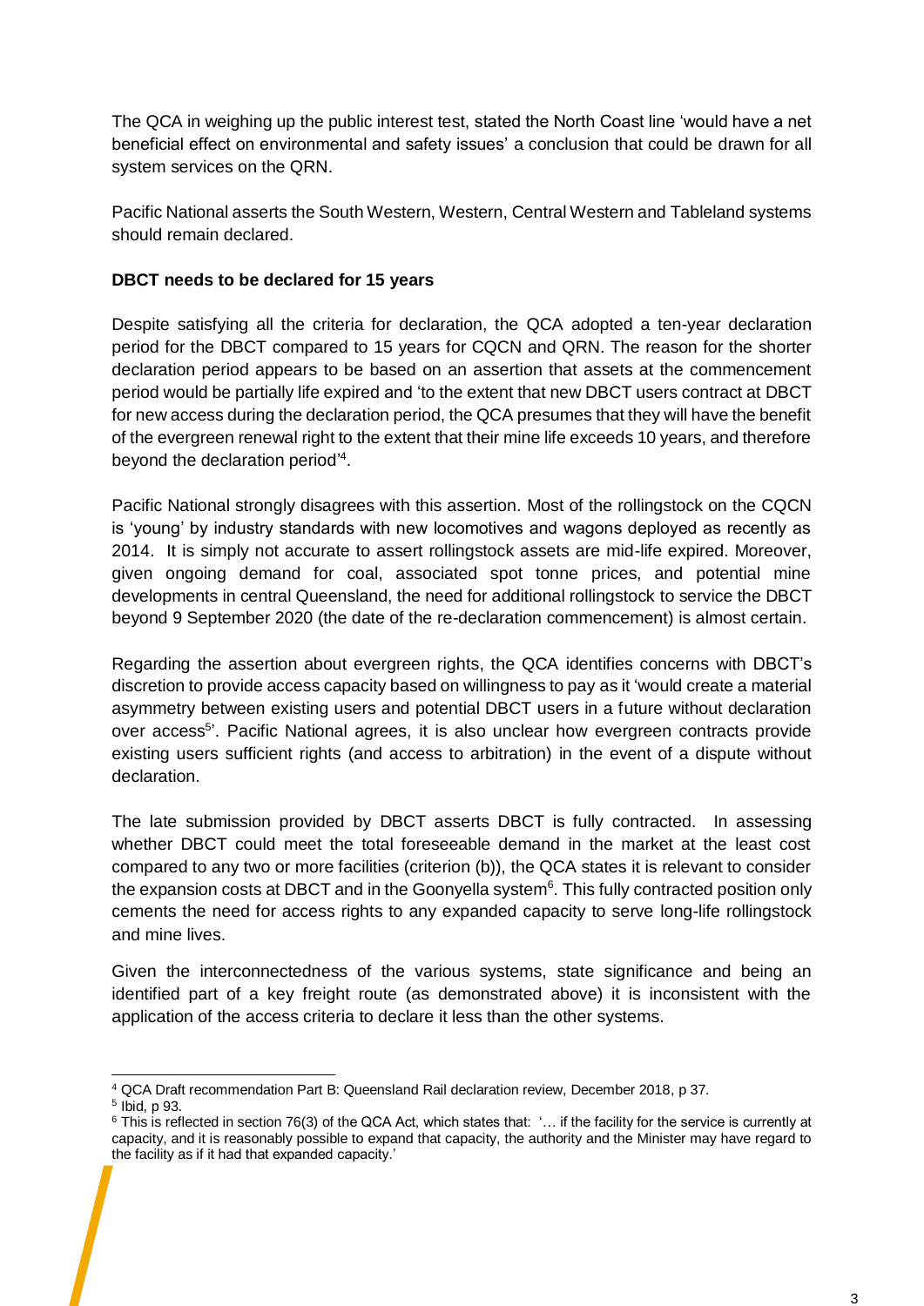The QCA in weighing up the public interest test, stated the North Coast line 'would have a net beneficial effect on environmental and safety issues' a conclusion that could be drawn for all system services on the QRN.

Pacific National asserts the South Western, Western, Central Western and Tableland systems should remain declared.

**DBCT needs to be declared for 15 years**

Despite satisfying all the criteria for declaration, the QCA adopted a ten-year declaration period for the DBCT compared to 15 years for CQCN and QRN. The reason for the shorter declaration period appears to be based on an assertion that assets at the commencement period would be partially life expired and 'to the extent that new DBCT users contract at DBCT for new access during the declaration period, the QCA presumes that they will have the benefit of the evergreen renewal right to the extent that their mine life exceeds 10 years, and therefore beyond the declaration period'[4].

Pacific National strongly disagrees with this assertion. Most of the rollingstock on the CQCN is 'young' by industry standards with new locomotives and wagons deployed as recently as 2014. It is simply not accurate to assert rollingstock assets are mid-life expired. Moreover, given ongoing demand for coal, associated spot tonne prices, and potential mine developments in central Queensland, the need for additional rollingstock to service the DBCT beyond 9 September 2020 (the date of the re-declaration commencement) is almost certain.

Regarding the assertion about evergreen rights, the QCA identifies concerns with DBCT's discretion to provide access capacity based on willingness to pay as it 'would create a material asymmetry between existing users and potential DBCT users in a future without declaration over access[5]'. Pacific National agrees, it is also unclear how evergreen contracts provide existing users sufficient rights (and access to arbitration) in the event of a dispute without declaration.

The late submission provided by DBCT asserts DBCT is fully contracted. In assessing whether DBCT could meet the total foreseeable demand in the market at the least cost compared to any two or more facilities (criterion (b)), the QCA states it is relevant to consider the expansion costs at DBCT and in the Goonyella system[6]. This fully contracted position only cements the need for access rights to any expanded capacity to serve long-life rollingstock and mine lives.

Given the interconnectedness of the various systems, state significance and being an identified part of a key freight route (as demonstrated above) it is inconsistent with the application of the access criteria to declare it less than the other systems.

[4] QCA Draft recommendation Part B: Queensland Rail declaration review, December 2018, p 37.

[5] Ibid, p 93.

[6] This is reflected in section 76(3) of the QCA Act, which states that: '… if the facility for the service is currently at capacity, and it is reasonably possible to expand that capacity, the authority and the Minister may have regard to the facility as if it had that expanded capacity.'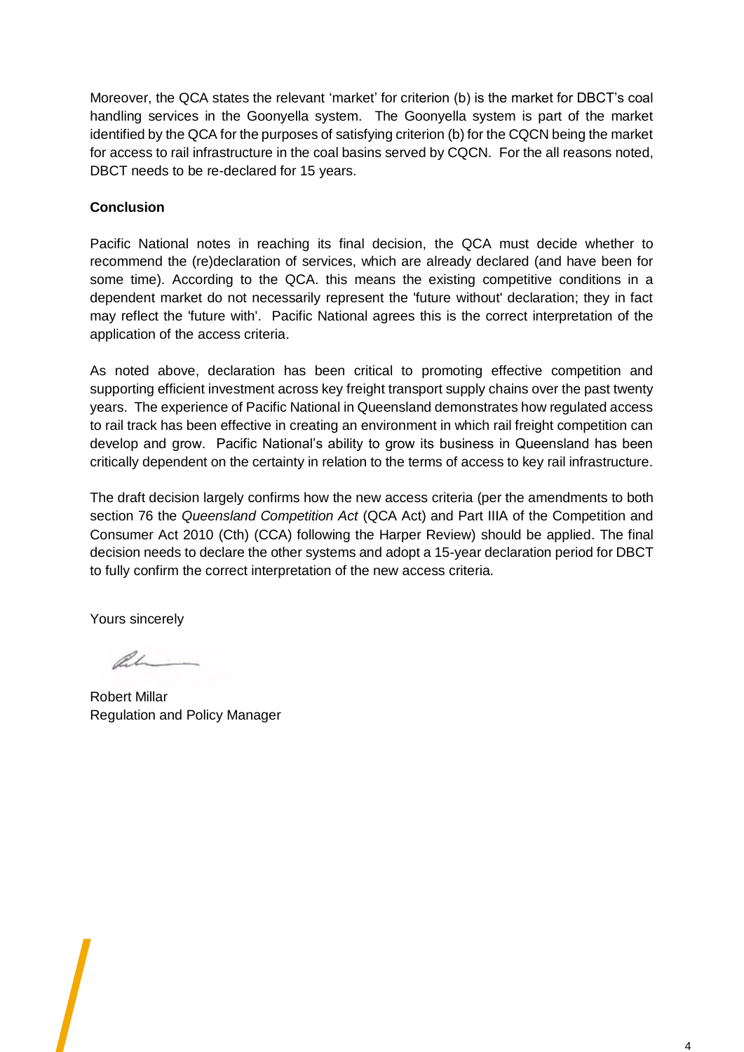Moreover, the QCA states the relevant 'market' for criterion (b) is the market for DBCT's coal handling services in the Goonyella system. The Goonyella system is part of the market identified by the QCA for the purposes of satisfying criterion (b) for the CQCN being the market for access to rail infrastructure in the coal basins served by CQCN. For the all reasons noted, DBCT needs to be re-declared for 15 years.

**Conclusion**

Pacific National notes in reaching its final decision, the QCA must decide whether to recommend the (re)declaration of services, which are already declared (and have been for some time). According to the QCA. this means the existing competitive conditions in a dependent market do not necessarily represent the 'future without' declaration; they in fact may reflect the 'future with'. Pacific National agrees this is the correct interpretation of the application of the access criteria.

As noted above, declaration has been critical to promoting effective competition and supporting efficient investment across key freight transport supply chains over the past twenty years. The experience of Pacific National in Queensland demonstrates how regulated access to rail track has been effective in creating an environment in which rail freight competition can develop and grow. Pacific National's ability to grow its business in Queensland has been critically dependent on the certainty in relation to the terms of access to key rail infrastructure.

The draft decision largely confirms how the new access criteria (per the amendments to both section 76 the *Queensland Competition Act* (QCA Act) and Part IIIA of the Competition and Consumer Act 2010 (Cth) (CCA) following the Harper Review) should be applied. The final decision needs to declare the other systems and adopt a 15-year declaration period for DBCT to fully confirm the correct interpretation of the new access criteria.

Yours sincerely

Robert Millar
Regulation and Policy Manager